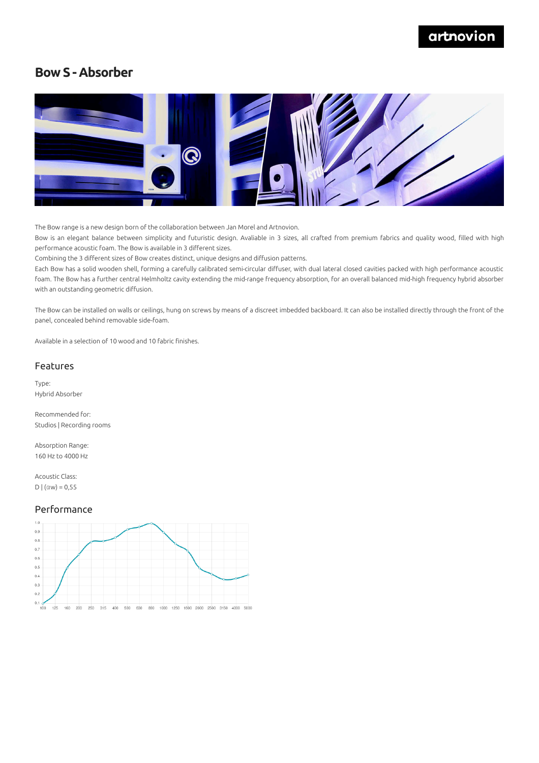# Bow S - Absorber

The Bow range is a new design born of the collaboration between Jan Morel and Artnovion.

Bow is an elegant balance between simplicity and futuristic design. Avaliable in 3 sizes, all crafted from premium fabrics and quality wood, filled with high performance acoustic foam. The Bow is available in 3 different sizes.

Combining the 3 different sizes of Bow creates distinct, unique designs and diffusion patterns.

Each Bow has a solid wooden shell, forming a carefully calibrated semi-circular diffuser, with dual lateral closed cavities packed with high performance acoustic foam. The Bow has a further central Helmholtz cavity extending the mid-range frequency absorption, for an overall balanced mid-high frequency hybrid absorber with an outstanding geometric diffusion.

The Bow can be installed on walls or ceilings, hung on screws by means of a discreet imbedded backboard. It can also be installed directly through the front of the panel, concealed behind removable side-foam.

Available in a selection of 10 wood and 10 fabric finishes.

## Features

Type:
Hybrid Absorber

Recommended for:
Studios | Recording rooms

Absorption Range:
160 Hz to 4000 Hz

Acoustic Class:
D | (αw) = 0,55

## Performance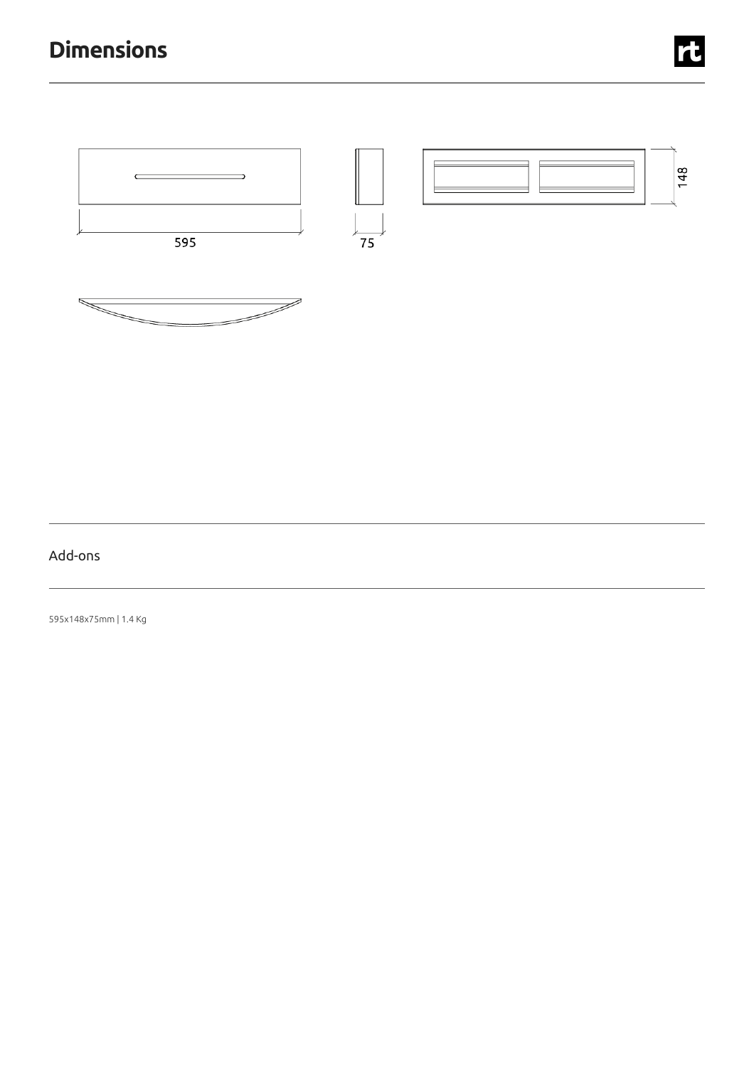# Dimensions

595

75

148

Add-ons

595x148x75mm | 1.4 Kg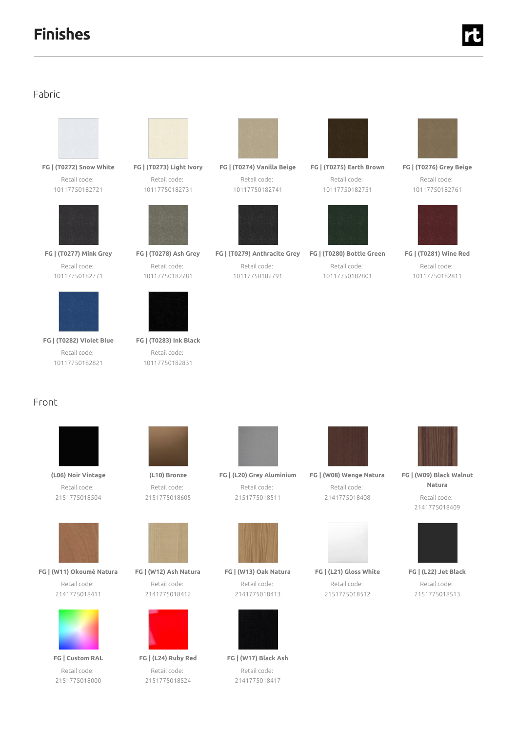# Finishes

## Fabric

**FG | (T0272) Snow White**
Retail code:
10117750182721

**FG | (T0273) Light Ivory**
Retail code:
10117750182731

**FG | (T0274) Vanilla Beige**
Retail code:
10117750182741

**FG | (T0275) Earth Brown**
Retail code:
10117750182751

**FG | (T0276) Grey Beige**
Retail code:
10117750182761

**FG | (T0277) Mink Grey**
Retail code:
10117750182771

**FG | (T0278) Ash Grey**
Retail code:
10117750182781

**FG | (T0279) Anthracite Grey**
Retail code:
10117750182791

**FG | (T0280) Bottle Green**
Retail code:
10117750182801

**FG | (T0281) Wine Red**
Retail code:
10117750182811

**FG | (T0282) Violet Blue**
Retail code:
10117750182821

**FG | (T0283) Ink Black**
Retail code:
10117750182831

## Front

**(L06) Noir Vintage**
Retail code:
2151775018504

**(L10) Bronze**
Retail code:
2151775018605

**FG | (L20) Grey Aluminium**
Retail code:
2151775018511

**FG | (W08) Wenge Natura**
Retail code:
2141775018408

**FG | (W09) Black Walnut Natura**
Retail code:
2141775018409

**FG | (W11) Okoumé Natura**
Retail code:
2141775018411

**FG | (W12) Ash Natura**
Retail code:
2141775018412

**FG | (W13) Oak Natura**
Retail code:
2141775018413

**FG | (L21) Gloss White**
Retail code:
2151775018512

**FG | (L22) Jet Black**
Retail code:
2151775018513

**FG | Custom RAL**
Retail code:
2151775018000

**FG | (L24) Ruby Red**
Retail code:
2151775018524

**FG | (W17) Black Ash**
Retail code:
2141775018417